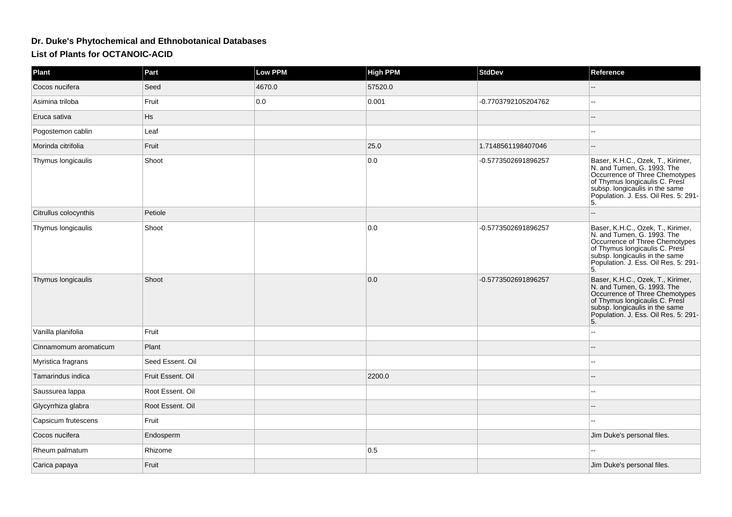# Dr. Duke's Phytochemical and Ethnobotanical Databases

## List of Plants for OCTANOIC-ACID

| Plant | Part | Low PPM | High PPM | StdDev | Reference |
| --- | --- | --- | --- | --- | --- |
| Cocos nucifera | Seed | 4670.0 | 57520.0 | | -- |
| Asimina triloba | Fruit | 0.0 | 0.001 | -0.7703792105204762 | -- |
| Eruca sativa | Hs | | | | -- |
| Pogostemon cablin | Leaf | | | | -- |
| Morinda citrifolia | Fruit | | 25.0 | 1.7148561198407046 | -- |
| Thymus longicaulis | Shoot | | 0.0 | -0.5773502691896257 | Baser, K.H.C., Ozek, T., Kirimer, N. and Tumen, G. 1993. The Occurrence of Three Chemotypes of Thymus longicaulis C. Presl subsp. longicaulis in the same Population. J. Ess. Oil Res. 5: 291-5. |
| Citrullus colocynthis | Petiole | | | | -- |
| Thymus longicaulis | Shoot | | 0.0 | -0.5773502691896257 | Baser, K.H.C., Ozek, T., Kirimer, N. and Tumen, G. 1993. The Occurrence of Three Chemotypes of Thymus longicaulis C. Presl subsp. longicaulis in the same Population. J. Ess. Oil Res. 5: 291-5. |
| Thymus longicaulis | Shoot | | 0.0 | -0.5773502691896257 | Baser, K.H.C., Ozek, T., Kirimer, N. and Tumen, G. 1993. The Occurrence of Three Chemotypes of Thymus longicaulis C. Presl subsp. longicaulis in the same Population. J. Ess. Oil Res. 5: 291-5. |
| Vanilla planifolia | Fruit | | | | -- |
| Cinnamomum aromaticum | Plant | | | | -- |
| Myristica fragrans | Seed Essent. Oil | | | | -- |
| Tamarindus indica | Fruit Essent. Oil | | 2200.0 | | -- |
| Saussurea lappa | Root Essent. Oil | | | | -- |
| Glycyrrhiza glabra | Root Essent. Oil | | | | -- |
| Capsicum frutescens | Fruit | | | | -- |
| Cocos nucifera | Endosperm | | | | Jim Duke's personal files. |
| Rheum palmatum | Rhizome | | 0.5 | | -- |
| Carica papaya | Fruit | | | | Jim Duke's personal files. |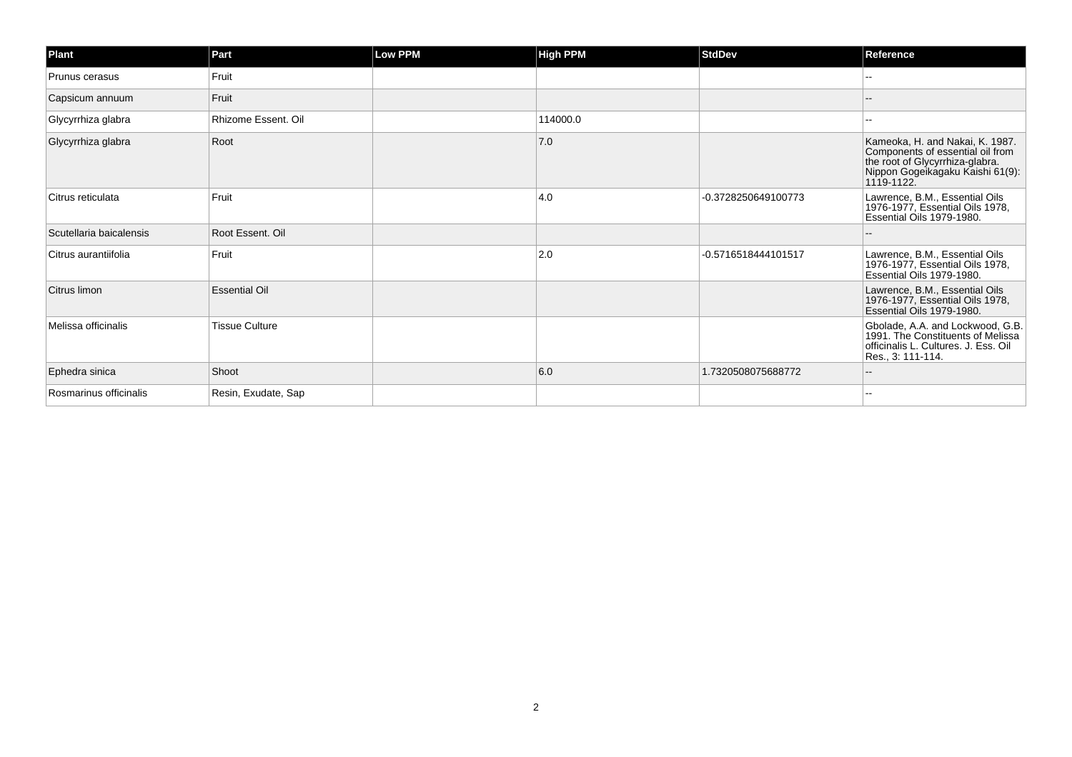| Plant | Part | Low PPM | High PPM | StdDev | Reference |
|---|---|---|---|---|---|
| Prunus cerasus | Fruit | | | | -- |
| Capsicum annuum | Fruit | | | | -- |
| Glycyrrhiza glabra | Rhizome Essent. Oil | | 114000.0 | | -- |
| Glycyrrhiza glabra | Root | | 7.0 | | Kameoka, H. and Nakai, K. 1987. Components of essential oil from the root of Glycyrrhiza-glabra. Nippon Gogeikagaku Kaishi 61(9): 1119-1122. |
| Citrus reticulata | Fruit | | 4.0 | -0.3728250649100773 | Lawrence, B.M., Essential Oils 1976-1977, Essential Oils 1978, Essential Oils 1979-1980. |
| Scutellaria baicalensis | Root Essent. Oil | | | | -- |
| Citrus aurantiifolia | Fruit | | 2.0 | -0.5716518444101517 | Lawrence, B.M., Essential Oils 1976-1977, Essential Oils 1978, Essential Oils 1979-1980. |
| Citrus limon | Essential Oil | | | | Lawrence, B.M., Essential Oils 1976-1977, Essential Oils 1978, Essential Oils 1979-1980. |
| Melissa officinalis | Tissue Culture | | | | Gbolade, A.A. and Lockwood, G.B. 1991. The Constituents of Melissa officinalis L. Cultures. J. Ess. Oil Res., 3: 111-114. |
| Ephedra sinica | Shoot | | 6.0 | 1.7320508075688772 | -- |
| Rosmarinus officinalis | Resin, Exudate, Sap | | | | -- |